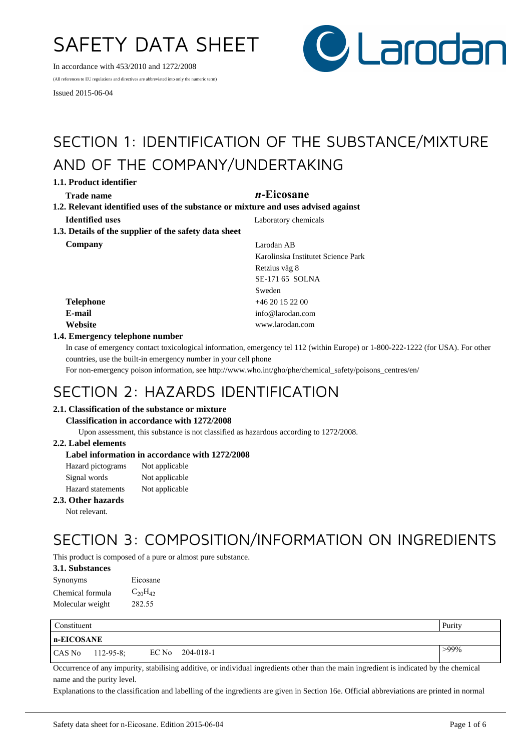# SAFETY DATA SHEET

In accordance with 453/2010 and 1272/2008

(All references to EU regulations and directives are abbreviated into only the numeric term)

Issued 2015-06-04

## SECTION 1: IDENTIFICATION OF THE SUBSTANCE/MIXTURE AND OF THE COMPANY/UNDERTAKING

### 1.1. Product identifier

**Trade name** ***n*-Eicosane**

### 1.2. Relevant identified uses of the substance or mixture and uses advised against

**Identified uses** Laboratory chemicals

### 1.3. Details of the supplier of the safety data sheet

**Company**
Larodan AB
Karolinska Institutet Science Park
Retzius väg 8
SE-171 65 SOLNA
Sweden

**Telephone** +46 20 15 22 00

**E-mail** info@larodan.com

**Website** www.larodan.com

### 1.4. Emergency telephone number

In case of emergency contact toxicological information, emergency tel 112 (within Europe) or 1-800-222-1222 (for USA). For other countries, use the built-in emergency number in your cell phone

For non-emergency poison information, see http://www.who.int/gho/phe/chemical_safety/poisons_centres/en/

## SECTION 2: HAZARDS IDENTIFICATION

### 2.1. Classification of the substance or mixture

**Classification in accordance with 1272/2008**

Upon assessment, this substance is not classified as hazardous according to 1272/2008.

### 2.2. Label elements

**Label information in accordance with 1272/2008**

Hazard pictograms Not applicable
Signal words Not applicable
Hazard statements Not applicable

### 2.3. Other hazards

Not relevant.

## SECTION 3: COMPOSITION/INFORMATION ON INGREDIENTS

This product is composed of a pure or almost pure substance.

### 3.1. Substances

Synonyms Eicosane
Chemical formula $C_{20}H_{42}$
Molecular weight 282.55

| Constituent | Purity |
|---|---|
| **n-EICOSANE** | |
| CAS No 112-95-8; EC No 204-018-1 | >99% |

Occurrence of any impurity, stabilising additive, or individual ingredients other than the main ingredient is indicated by the chemical name and the purity level.

Explanations to the classification and labelling of the ingredients are given in Section 16e. Official abbreviations are printed in normal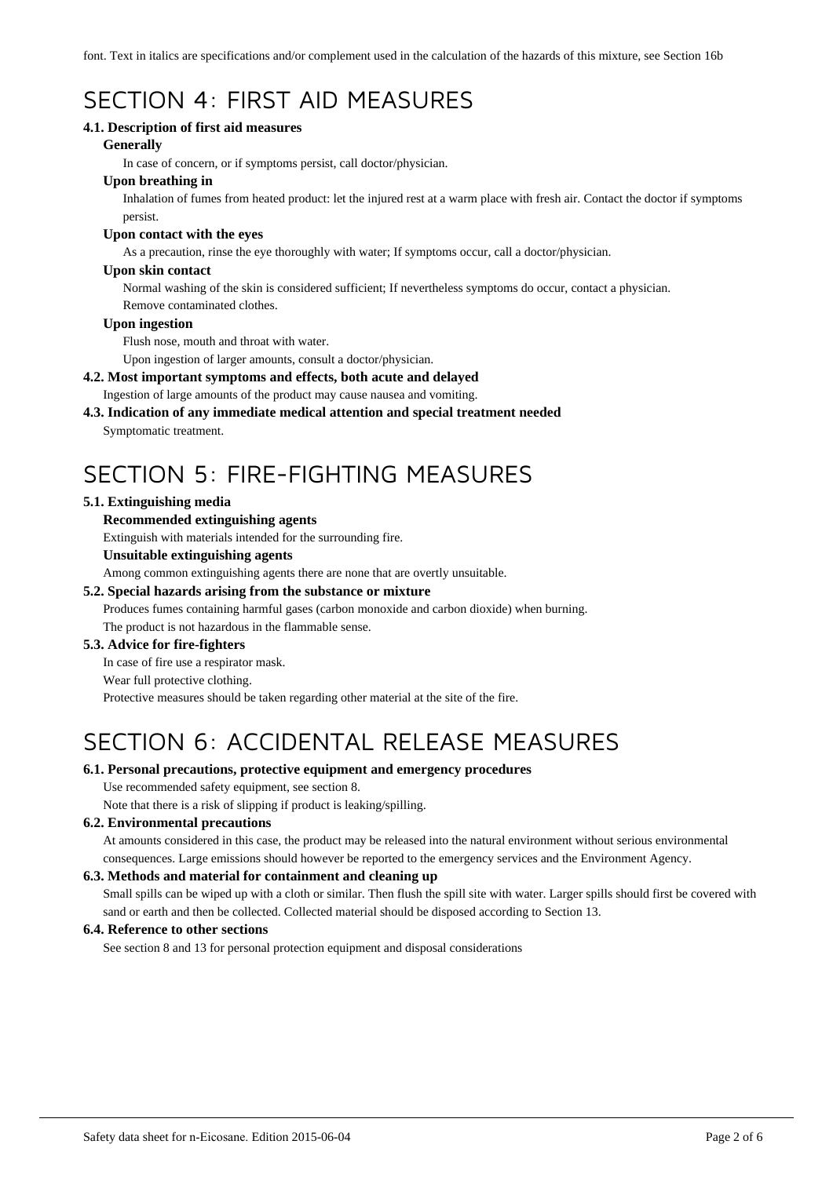font. Text in italics are specifications and/or complement used in the calculation of the hazards of this mixture, see Section 16b

# SECTION 4: FIRST AID MEASURES

### 4.1. Description of first aid measures

**Generally**

In case of concern, or if symptoms persist, call doctor/physician.

**Upon breathing in**

Inhalation of fumes from heated product: let the injured rest at a warm place with fresh air. Contact the doctor if symptoms persist.

**Upon contact with the eyes**

As a precaution, rinse the eye thoroughly with water; If symptoms occur, call a doctor/physician.

**Upon skin contact**

Normal washing of the skin is considered sufficient; If nevertheless symptoms do occur, contact a physician.
Remove contaminated clothes.

**Upon ingestion**

Flush nose, mouth and throat with water.
Upon ingestion of larger amounts, consult a doctor/physician.

### 4.2. Most important symptoms and effects, both acute and delayed

Ingestion of large amounts of the product may cause nausea and vomiting.

### 4.3. Indication of any immediate medical attention and special treatment needed

Symptomatic treatment.

# SECTION 5: FIRE-FIGHTING MEASURES

### 5.1. Extinguishing media

**Recommended extinguishing agents**

Extinguish with materials intended for the surrounding fire.

**Unsuitable extinguishing agents**

Among common extinguishing agents there are none that are overtly unsuitable.

### 5.2. Special hazards arising from the substance or mixture

Produces fumes containing harmful gases (carbon monoxide and carbon dioxide) when burning.
The product is not hazardous in the flammable sense.

### 5.3. Advice for fire-fighters

In case of fire use a respirator mask.
Wear full protective clothing.
Protective measures should be taken regarding other material at the site of the fire.

# SECTION 6: ACCIDENTAL RELEASE MEASURES

### 6.1. Personal precautions, protective equipment and emergency procedures

Use recommended safety equipment, see section 8.
Note that there is a risk of slipping if product is leaking/spilling.

### 6.2. Environmental precautions

At amounts considered in this case, the product may be released into the natural environment without serious environmental consequences. Large emissions should however be reported to the emergency services and the Environment Agency.

### 6.3. Methods and material for containment and cleaning up

Small spills can be wiped up with a cloth or similar. Then flush the spill site with water. Larger spills should first be covered with sand or earth and then be collected. Collected material should be disposed according to Section 13.

### 6.4. Reference to other sections

See section 8 and 13 for personal protection equipment and disposal considerations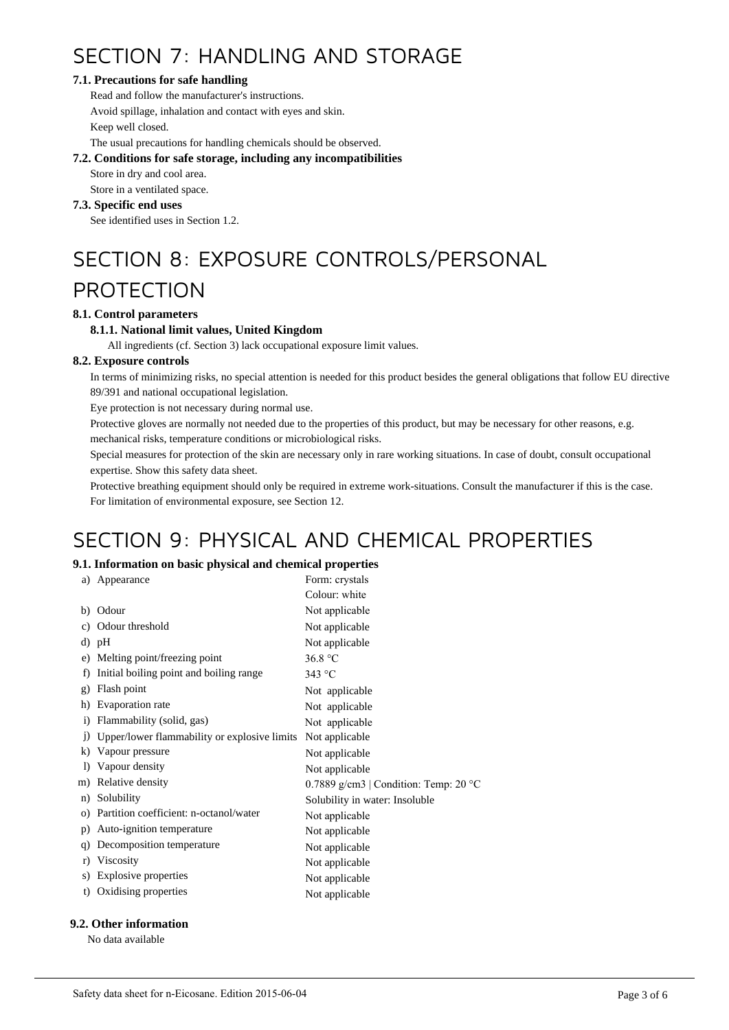# SECTION 7: HANDLING AND STORAGE

### 7.1. Precautions for safe handling

Read and follow the manufacturer's instructions.

Avoid spillage, inhalation and contact with eyes and skin.

Keep well closed.

The usual precautions for handling chemicals should be observed.

### 7.2. Conditions for safe storage, including any incompatibilities

Store in dry and cool area.

Store in a ventilated space.

### 7.3. Specific end uses

See identified uses in Section 1.2.

# SECTION 8: EXPOSURE CONTROLS/PERSONAL PROTECTION

### 8.1. Control parameters

#### 8.1.1. National limit values, United Kingdom

All ingredients (cf. Section 3) lack occupational exposure limit values.

### 8.2. Exposure controls

In terms of minimizing risks, no special attention is needed for this product besides the general obligations that follow EU directive 89/391 and national occupational legislation.

Eye protection is not necessary during normal use.

Protective gloves are normally not needed due to the properties of this product, but may be necessary for other reasons, e.g. mechanical risks, temperature conditions or microbiological risks.

Special measures for protection of the skin are necessary only in rare working situations. In case of doubt, consult occupational expertise. Show this safety data sheet.

Protective breathing equipment should only be required in extreme work-situations. Consult the manufacturer if this is the case.

For limitation of environmental exposure, see Section 12.

# SECTION 9: PHYSICAL AND CHEMICAL PROPERTIES

### 9.1. Information on basic physical and chemical properties

| Property | Value |
|---|---|
| a) Appearance | Form: crystals<br>Colour: white |
| b) Odour | Not applicable |
| c) Odour threshold | Not applicable |
| d) pH | Not applicable |
| e) Melting point/freezing point | 36.8 °C |
| f) Initial boiling point and boiling range | 343 °C |
| g) Flash point | Not applicable |
| h) Evaporation rate | Not applicable |
| i) Flammability (solid, gas) | Not applicable |
| j) Upper/lower flammability or explosive limits | Not applicable |
| k) Vapour pressure | Not applicable |
| l) Vapour density | Not applicable |
| m) Relative density | 0.7889 g/cm3 \| Condition: Temp: 20 °C |
| n) Solubility | Solubility in water: Insoluble |
| o) Partition coefficient: n-octanol/water | Not applicable |
| p) Auto-ignition temperature | Not applicable |
| q) Decomposition temperature | Not applicable |
| r) Viscosity | Not applicable |
| s) Explosive properties | Not applicable |
| t) Oxidising properties | Not applicable |

### 9.2. Other information

No data available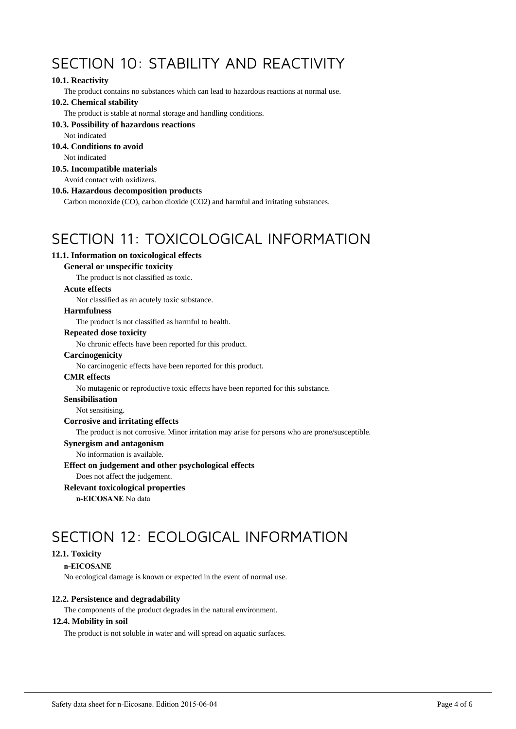# SECTION 10: STABILITY AND REACTIVITY

**10.1. Reactivity**

The product contains no substances which can lead to hazardous reactions at normal use.

**10.2. Chemical stability**

The product is stable at normal storage and handling conditions.

**10.3. Possibility of hazardous reactions**

Not indicated

**10.4. Conditions to avoid**

Not indicated

**10.5. Incompatible materials**

Avoid contact with oxidizers.

**10.6. Hazardous decomposition products**

Carbon monoxide (CO), carbon dioxide ($CO_2$) and harmful and irritating substances.

# SECTION 11: TOXICOLOGICAL INFORMATION

**11.1. Information on toxicological effects**

**General or unspecific toxicity**

The product is not classified as toxic.

**Acute effects**

Not classified as an acutely toxic substance.

**Harmfulness**

The product is not classified as harmful to health.

**Repeated dose toxicity**

No chronic effects have been reported for this product.

**Carcinogenicity**

No carcinogenic effects have been reported for this product.

**CMR effects**

No mutagenic or reproductive toxic effects have been reported for this substance.

**Sensibilisation**

Not sensitising.

**Corrosive and irritating effects**

The product is not corrosive. Minor irritation may arise for persons who are prone/susceptible.

**Synergism and antagonism**

No information is available.

**Effect on judgement and other psychological effects**

Does not affect the judgement.

**Relevant toxicological properties**

**n-EICOSANE** No data

# SECTION 12: ECOLOGICAL INFORMATION

**12.1. Toxicity**

**n-EICOSANE**

No ecological damage is known or expected in the event of normal use.

**12.2. Persistence and degradability**

The components of the product degrades in the natural environment.

**12.4. Mobility in soil**

The product is not soluble in water and will spread on aquatic surfaces.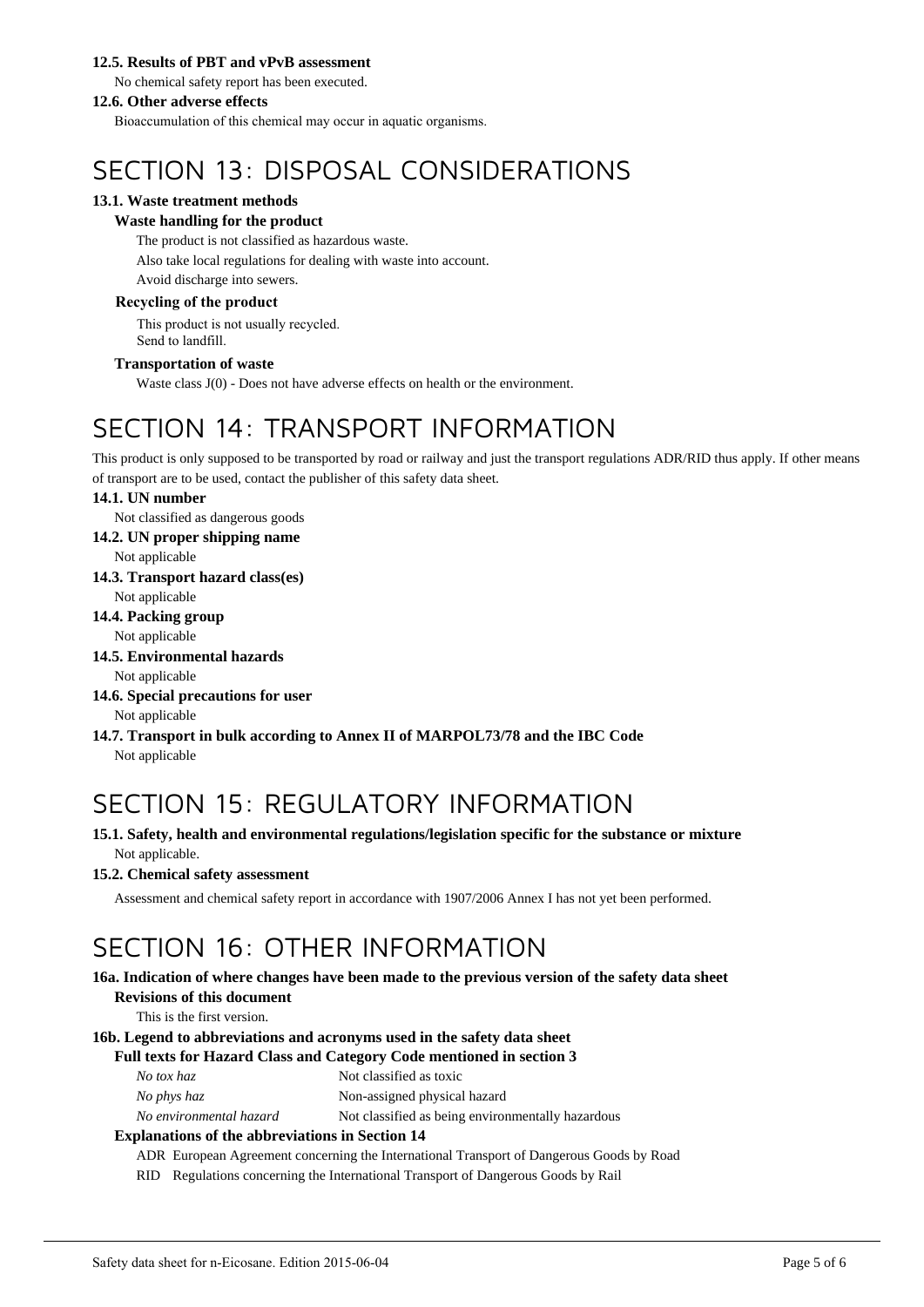### 12.5. Results of PBT and vPvB assessment

No chemical safety report has been executed.

### 12.6. Other adverse effects

Bioaccumulation of this chemical may occur in aquatic organisms.

# SECTION 13: DISPOSAL CONSIDERATIONS

### 13.1. Waste treatment methods

**Waste handling for the product**

The product is not classified as hazardous waste.

Also take local regulations for dealing with waste into account.

Avoid discharge into sewers.

**Recycling of the product**

This product is not usually recycled.
Send to landfill.

**Transportation of waste**

Waste class J(0) - Does not have adverse effects on health or the environment.

# SECTION 14: TRANSPORT INFORMATION

This product is only supposed to be transported by road or railway and just the transport regulations ADR/RID thus apply. If other means of transport are to be used, contact the publisher of this safety data sheet.

### 14.1. UN number

Not classified as dangerous goods

### 14.2. UN proper shipping name

Not applicable

### 14.3. Transport hazard class(es)

Not applicable

### 14.4. Packing group

Not applicable

### 14.5. Environmental hazards

Not applicable

### 14.6. Special precautions for user

Not applicable

### 14.7. Transport in bulk according to Annex II of MARPOL73/78 and the IBC Code

Not applicable

# SECTION 15: REGULATORY INFORMATION

### 15.1. Safety, health and environmental regulations/legislation specific for the substance or mixture

Not applicable.

### 15.2. Chemical safety assessment

Assessment and chemical safety report in accordance with 1907/2006 Annex I has not yet been performed.

# SECTION 16: OTHER INFORMATION

### 16a. Indication of where changes have been made to the previous version of the safety data sheet

**Revisions of this document**

This is the first version.

### 16b. Legend to abbreviations and acronyms used in the safety data sheet

**Full texts for Hazard Class and Category Code mentioned in section 3**

| | |
|---|---|
| *No tox haz* | Not classified as toxic |
| *No phys haz* | Non-assigned physical hazard |
| *No environmental hazard* | Not classified as being environmentally hazardous |

**Explanations of the abbreviations in Section 14**

ADR European Agreement concerning the International Transport of Dangerous Goods by Road

RID Regulations concerning the International Transport of Dangerous Goods by Rail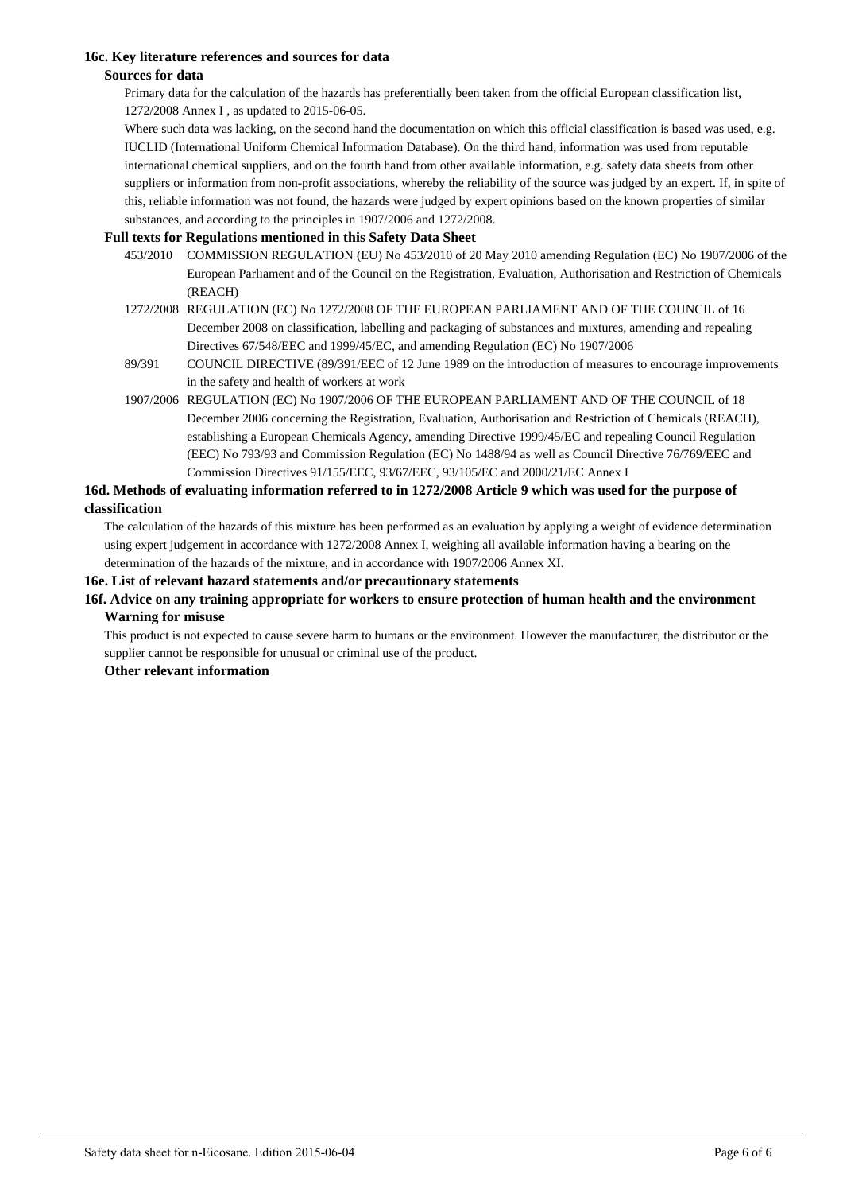### 16c. Key literature references and sources for data

**Sources for data**

Primary data for the calculation of the hazards has preferentially been taken from the official European classification list, 1272/2008 Annex I , as updated to 2015-06-05.

Where such data was lacking, on the second hand the documentation on which this official classification is based was used, e.g. IUCLID (International Uniform Chemical Information Database). On the third hand, information was used from reputable international chemical suppliers, and on the fourth hand from other available information, e.g. safety data sheets from other suppliers or information from non-profit associations, whereby the reliability of the source was judged by an expert. If, in spite of this, reliable information was not found, the hazards were judged by expert opinions based on the known properties of similar substances, and according to the principles in 1907/2006 and 1272/2008.

**Full texts for Regulations mentioned in this Safety Data Sheet**

| | |
|---|---|
| 453/2010 | COMMISSION REGULATION (EU) No 453/2010 of 20 May 2010 amending Regulation (EC) No 1907/2006 of the European Parliament and of the Council on the Registration, Evaluation, Authorisation and Restriction of Chemicals (REACH) |
| 1272/2008 | REGULATION (EC) No 1272/2008 OF THE EUROPEAN PARLIAMENT AND OF THE COUNCIL of 16 December 2008 on classification, labelling and packaging of substances and mixtures, amending and repealing Directives 67/548/EEC and 1999/45/EC, and amending Regulation (EC) No 1907/2006 |
| 89/391 | COUNCIL DIRECTIVE (89/391/EEC of 12 June 1989 on the introduction of measures to encourage improvements in the safety and health of workers at work |
| 1907/2006 | REGULATION (EC) No 1907/2006 OF THE EUROPEAN PARLIAMENT AND OF THE COUNCIL of 18 December 2006 concerning the Registration, Evaluation, Authorisation and Restriction of Chemicals (REACH), establishing a European Chemicals Agency, amending Directive 1999/45/EC and repealing Council Regulation (EEC) No 793/93 and Commission Regulation (EC) No 1488/94 as well as Council Directive 76/769/EEC and Commission Directives 91/155/EEC, 93/67/EEC, 93/105/EC and 2000/21/EC Annex I |

### 16d. Methods of evaluating information referred to in 1272/2008 Article 9 which was used for the purpose of classification

The calculation of the hazards of this mixture has been performed as an evaluation by applying a weight of evidence determination using expert judgement in accordance with 1272/2008 Annex I, weighing all available information having a bearing on the determination of the hazards of the mixture, and in accordance with 1907/2006 Annex XI.

### 16e. List of relevant hazard statements and/or precautionary statements

### 16f. Advice on any training appropriate for workers to ensure protection of human health and the environment

**Warning for misuse**

This product is not expected to cause severe harm to humans or the environment. However the manufacturer, the distributor or the supplier cannot be responsible for unusual or criminal use of the product.

**Other relevant information**